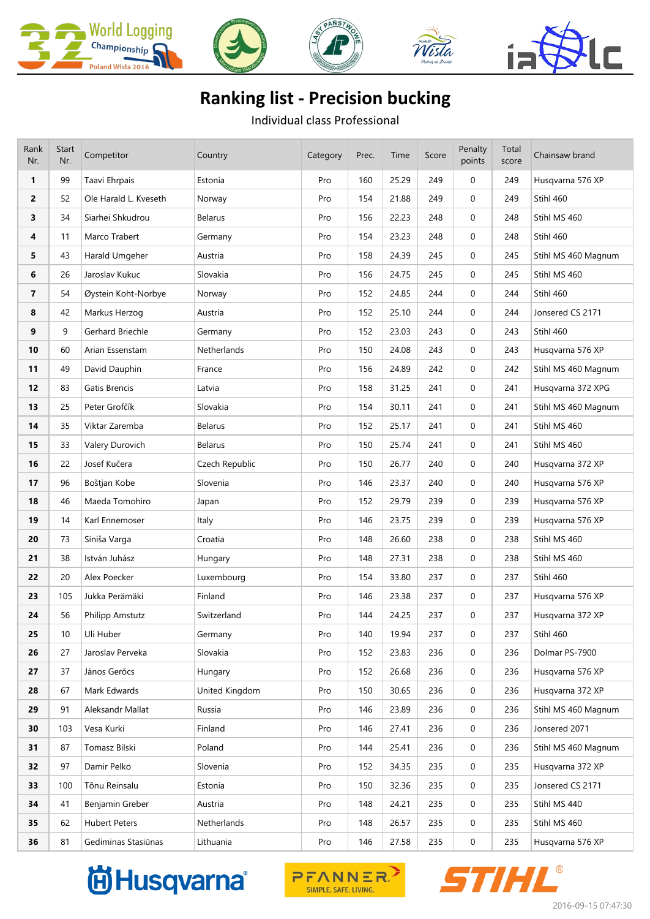# Ranking list - Precision bucking

Individual class Professional

| Rank Nr. | Start Nr. | Competitor | Country | Category | Prec. | Time | Score | Penalty points | Total score | Chainsaw brand |
|---|---|---|---|---|---|---|---|---|---|---|
| **1** | 99 | Taavi Ehrpais | Estonia | Pro | 160 | 25.29 | 249 | 0 | 249 | Husqvarna 576 XP |
| **2** | 52 | Ole Harald L. Kveseth | Norway | Pro | 154 | 21.88 | 249 | 0 | 249 | Stihl 460 |
| **3** | 34 | Siarhei Shkudrou | Belarus | Pro | 156 | 22.23 | 248 | 0 | 248 | Stihl MS 460 |
| **4** | 11 | Marco Trabert | Germany | Pro | 154 | 23.23 | 248 | 0 | 248 | Stihl 460 |
| **5** | 43 | Harald Umgeher | Austria | Pro | 158 | 24.39 | 245 | 0 | 245 | Stihl MS 460 Magnum |
| **6** | 26 | Jaroslav Kukuc | Slovakia | Pro | 156 | 24.75 | 245 | 0 | 245 | Stihl MS 460 |
| **7** | 54 | Øystein Koht-Norbye | Norway | Pro | 152 | 24.85 | 244 | 0 | 244 | Stihl 460 |
| **8** | 42 | Markus Herzog | Austria | Pro | 152 | 25.10 | 244 | 0 | 244 | Jonsered CS 2171 |
| **9** | 9 | Gerhard Briechle | Germany | Pro | 152 | 23.03 | 243 | 0 | 243 | Stihl 460 |
| **10** | 60 | Arian Essenstam | Netherlands | Pro | 150 | 24.08 | 243 | 0 | 243 | Husqvarna 576 XP |
| **11** | 49 | David Dauphin | France | Pro | 156 | 24.89 | 242 | 0 | 242 | Stihl MS 460 Magnum |
| **12** | 83 | Gatis Brencis | Latvia | Pro | 158 | 31.25 | 241 | 0 | 241 | Husqvarna 372 XPG |
| **13** | 25 | Peter Grofčík | Slovakia | Pro | 154 | 30.11 | 241 | 0 | 241 | Stihl MS 460 Magnum |
| **14** | 35 | Viktar Zaremba | Belarus | Pro | 152 | 25.17 | 241 | 0 | 241 | Stihl MS 460 |
| **15** | 33 | Valery Durovich | Belarus | Pro | 150 | 25.74 | 241 | 0 | 241 | Stihl MS 460 |
| **16** | 22 | Josef Kučera | Czech Republic | Pro | 150 | 26.77 | 240 | 0 | 240 | Husqvarna 372 XP |
| **17** | 96 | Boštjan Kobe | Slovenia | Pro | 146 | 23.37 | 240 | 0 | 240 | Husqvarna 576 XP |
| **18** | 46 | Maeda Tomohiro | Japan | Pro | 152 | 29.79 | 239 | 0 | 239 | Husqvarna 576 XP |
| **19** | 14 | Karl Ennemoser | Italy | Pro | 146 | 23.75 | 239 | 0 | 239 | Husqvarna 576 XP |
| **20** | 73 | Siniša Varga | Croatia | Pro | 148 | 26.60 | 238 | 0 | 238 | Stihl MS 460 |
| **21** | 38 | István Juhász | Hungary | Pro | 148 | 27.31 | 238 | 0 | 238 | Stihl MS 460 |
| **22** | 20 | Alex Poecker | Luxembourg | Pro | 154 | 33.80 | 237 | 0 | 237 | Stihl 460 |
| **23** | 105 | Jukka Perämäki | Finland | Pro | 146 | 23.38 | 237 | 0 | 237 | Husqvarna 576 XP |
| **24** | 56 | Philipp Amstutz | Switzerland | Pro | 144 | 24.25 | 237 | 0 | 237 | Husqvarna 372 XP |
| **25** | 10 | Uli Huber | Germany | Pro | 140 | 19.94 | 237 | 0 | 237 | Stihl 460 |
| **26** | 27 | Jaroslav Perveka | Slovakia | Pro | 152 | 23.83 | 236 | 0 | 236 | Dolmar PS-7900 |
| **27** | 37 | János Gerőcs | Hungary | Pro | 152 | 26.68 | 236 | 0 | 236 | Husqvarna 576 XP |
| **28** | 67 | Mark Edwards | United Kingdom | Pro | 150 | 30.65 | 236 | 0 | 236 | Husqvarna 372 XP |
| **29** | 91 | Aleksandr Mallat | Russia | Pro | 146 | 23.89 | 236 | 0 | 236 | Stihl MS 460 Magnum |
| **30** | 103 | Vesa Kurki | Finland | Pro | 146 | 27.41 | 236 | 0 | 236 | Jonsered 2071 |
| **31** | 87 | Tomasz Bilski | Poland | Pro | 144 | 25.41 | 236 | 0 | 236 | Stihl MS 460 Magnum |
| **32** | 97 | Damir Pelko | Slovenia | Pro | 152 | 34.35 | 235 | 0 | 235 | Husqvarna 372 XP |
| **33** | 100 | Tõnu Reinsalu | Estonia | Pro | 150 | 32.36 | 235 | 0 | 235 | Jonsered CS 2171 |
| **34** | 41 | Benjamin Greber | Austria | Pro | 148 | 24.21 | 235 | 0 | 235 | Stihl MS 440 |
| **35** | 62 | Hubert Peters | Netherlands | Pro | 148 | 26.57 | 235 | 0 | 235 | Stihl MS 460 |
| **36** | 81 | Gediminas Stasiūnas | Lithuania | Pro | 146 | 27.58 | 235 | 0 | 235 | Husqvarna 576 XP |

2016-09-15 07:47:30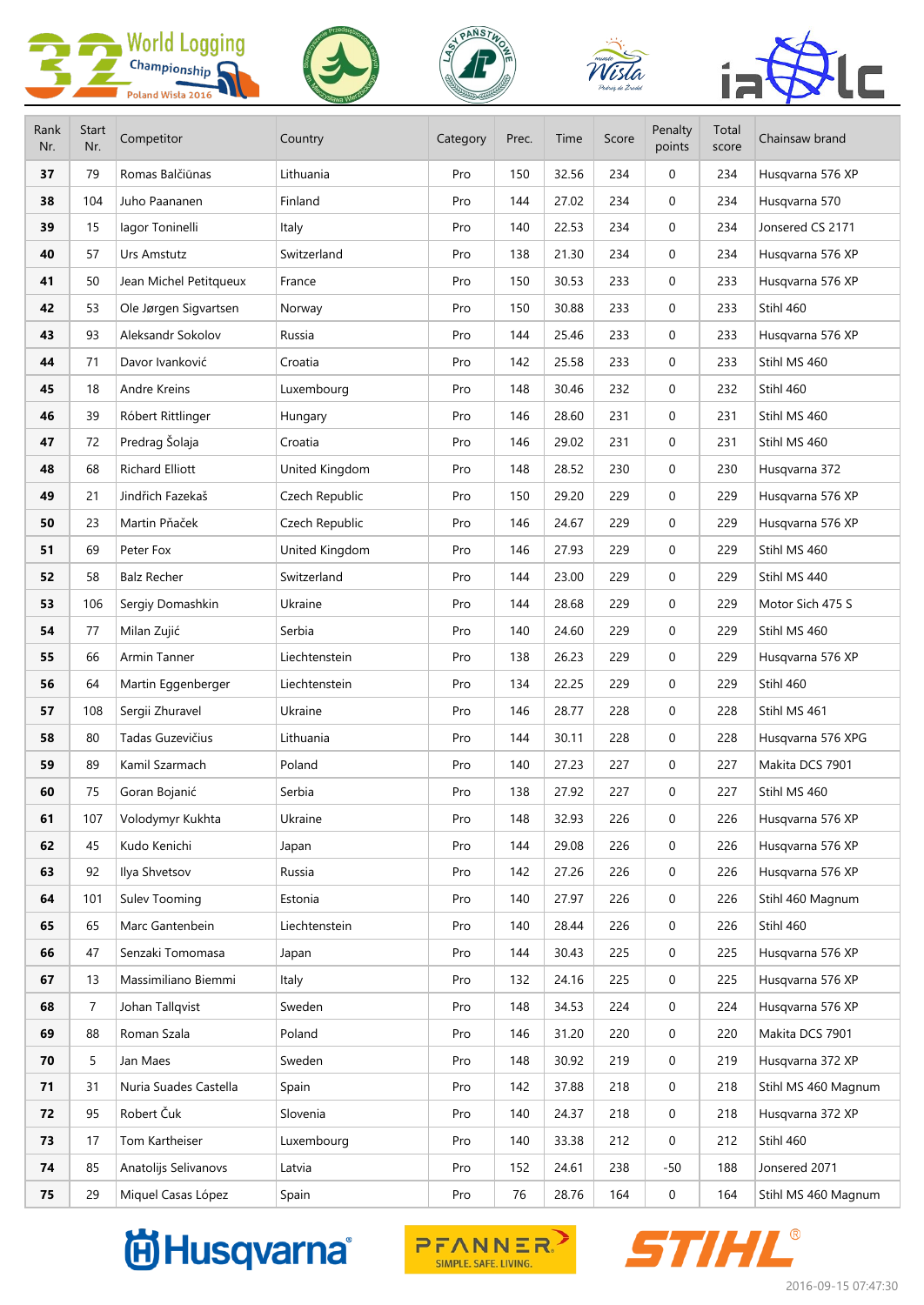| Rank Nr. | Start Nr. | Competitor | Country | Category | Prec. | Time | Score | Penalty points | Total score | Chainsaw brand |
|---|---|---|---|---|---|---|---|---|---|---|
| 37 | 79 | Romas Balčiūnas | Lithuania | Pro | 150 | 32.56 | 234 | 0 | 234 | Husqvarna 576 XP |
| 38 | 104 | Juho Paananen | Finland | Pro | 144 | 27.02 | 234 | 0 | 234 | Husqvarna 570 |
| 39 | 15 | Iagor Toninelli | Italy | Pro | 140 | 22.53 | 234 | 0 | 234 | Jonsered CS 2171 |
| 40 | 57 | Urs Amstutz | Switzerland | Pro | 138 | 21.30 | 234 | 0 | 234 | Husqvarna 576 XP |
| 41 | 50 | Jean Michel Petitqueux | France | Pro | 150 | 30.53 | 233 | 0 | 233 | Husqvarna 576 XP |
| 42 | 53 | Ole Jørgen Sigvartsen | Norway | Pro | 150 | 30.88 | 233 | 0 | 233 | Stihl 460 |
| 43 | 93 | Aleksandr Sokolov | Russia | Pro | 144 | 25.46 | 233 | 0 | 233 | Husqvarna 576 XP |
| 44 | 71 | Davor Ivanković | Croatia | Pro | 142 | 25.58 | 233 | 0 | 233 | Stihl MS 460 |
| 45 | 18 | Andre Kreins | Luxembourg | Pro | 148 | 30.46 | 232 | 0 | 232 | Stihl 460 |
| 46 | 39 | Róbert Rittlinger | Hungary | Pro | 146 | 28.60 | 231 | 0 | 231 | Stihl MS 460 |
| 47 | 72 | Predrag Šolaja | Croatia | Pro | 146 | 29.02 | 231 | 0 | 231 | Stihl MS 460 |
| 48 | 68 | Richard Elliott | United Kingdom | Pro | 148 | 28.52 | 230 | 0 | 230 | Husqvarna 372 |
| 49 | 21 | Jindřich Fazekaš | Czech Republic | Pro | 150 | 29.20 | 229 | 0 | 229 | Husqvarna 576 XP |
| 50 | 23 | Martin Přaček | Czech Republic | Pro | 146 | 24.67 | 229 | 0 | 229 | Husqvarna 576 XP |
| 51 | 69 | Peter Fox | United Kingdom | Pro | 146 | 27.93 | 229 | 0 | 229 | Stihl MS 460 |
| 52 | 58 | Balz Recher | Switzerland | Pro | 144 | 23.00 | 229 | 0 | 229 | Stihl MS 440 |
| 53 | 106 | Sergiy Domashkin | Ukraine | Pro | 144 | 28.68 | 229 | 0 | 229 | Motor Sich 475 S |
| 54 | 77 | Milan Zujić | Serbia | Pro | 140 | 24.60 | 229 | 0 | 229 | Stihl MS 460 |
| 55 | 66 | Armin Tanner | Liechtenstein | Pro | 138 | 26.23 | 229 | 0 | 229 | Husqvarna 576 XP |
| 56 | 64 | Martin Eggenberger | Liechtenstein | Pro | 134 | 22.25 | 229 | 0 | 229 | Stihl 460 |
| 57 | 108 | Sergii Zhuravel | Ukraine | Pro | 146 | 28.77 | 228 | 0 | 228 | Stihl MS 461 |
| 58 | 80 | Tadas Guzevičius | Lithuania | Pro | 144 | 30.11 | 228 | 0 | 228 | Husqvarna 576 XPG |
| 59 | 89 | Kamil Szarmach | Poland | Pro | 140 | 27.23 | 227 | 0 | 227 | Makita DCS 7901 |
| 60 | 75 | Goran Bojanić | Serbia | Pro | 138 | 27.92 | 227 | 0 | 227 | Stihl MS 460 |
| 61 | 107 | Volodymyr Kukhta | Ukraine | Pro | 148 | 32.93 | 226 | 0 | 226 | Husqvarna 576 XP |
| 62 | 45 | Kudo Kenichi | Japan | Pro | 144 | 29.08 | 226 | 0 | 226 | Husqvarna 576 XP |
| 63 | 92 | Ilya Shvetsov | Russia | Pro | 142 | 27.26 | 226 | 0 | 226 | Husqvarna 576 XP |
| 64 | 101 | Sulev Tooming | Estonia | Pro | 140 | 27.97 | 226 | 0 | 226 | Stihl 460 Magnum |
| 65 | 65 | Marc Gantenbein | Liechtenstein | Pro | 140 | 28.44 | 226 | 0 | 226 | Stihl 460 |
| 66 | 47 | Senzaki Tomomasa | Japan | Pro | 144 | 30.43 | 225 | 0 | 225 | Husqvarna 576 XP |
| 67 | 13 | Massimiliano Biemmi | Italy | Pro | 132 | 24.16 | 225 | 0 | 225 | Husqvarna 576 XP |
| 68 | 7 | Johan Tallqvist | Sweden | Pro | 148 | 34.53 | 224 | 0 | 224 | Husqvarna 576 XP |
| 69 | 88 | Roman Szala | Poland | Pro | 146 | 31.20 | 220 | 0 | 220 | Makita DCS 7901 |
| 70 | 5 | Jan Maes | Sweden | Pro | 148 | 30.92 | 219 | 0 | 219 | Husqvarna 372 XP |
| 71 | 31 | Nuria Suades Castella | Spain | Pro | 142 | 37.88 | 218 | 0 | 218 | Stihl MS 460 Magnum |
| 72 | 95 | Robert Čuk | Slovenia | Pro | 140 | 24.37 | 218 | 0 | 218 | Husqvarna 372 XP |
| 73 | 17 | Tom Kartheiser | Luxembourg | Pro | 140 | 33.38 | 212 | 0 | 212 | Stihl 460 |
| 74 | 85 | Anatolijs Selivanovs | Latvia | Pro | 152 | 24.61 | 238 | -50 | 188 | Jonsered 2071 |
| 75 | 29 | Miquel Casas López | Spain | Pro | 76 | 28.76 | 164 | 0 | 164 | Stihl MS 460 Magnum |

2016-09-15 07:47:30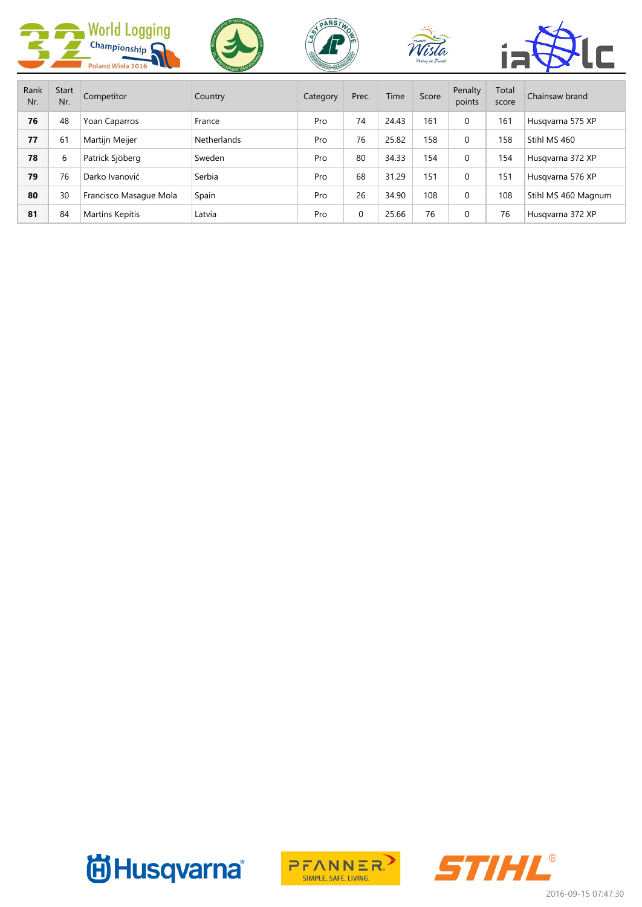| Rank Nr. | Start Nr. | Competitor | Country | Category | Prec. | Time | Score | Penalty points | Total score | Chainsaw brand |
|---|---|---|---|---|---|---|---|---|---|---|
| **76** | 48 | Yoan Caparros | France | Pro | 74 | 24.43 | 161 | 0 | 161 | Husqvarna 575 XP |
| **77** | 61 | Martijn Meijer | Netherlands | Pro | 76 | 25.82 | 158 | 0 | 158 | Stihl MS 460 |
| **78** | 6 | Patrick Sjöberg | Sweden | Pro | 80 | 34.33 | 154 | 0 | 154 | Husqvarna 372 XP |
| **79** | 76 | Darko Ivanović | Serbia | Pro | 68 | 31.29 | 151 | 0 | 151 | Husqvarna 576 XP |
| **80** | 30 | Francisco Masague Mola | Spain | Pro | 26 | 34.90 | 108 | 0 | 108 | Stihl MS 460 Magnum |
| **81** | 84 | Martins Kepitis | Latvia | Pro | 0 | 25.66 | 76 | 0 | 76 | Husqvarna 372 XP |

2016-09-15 07:47:30